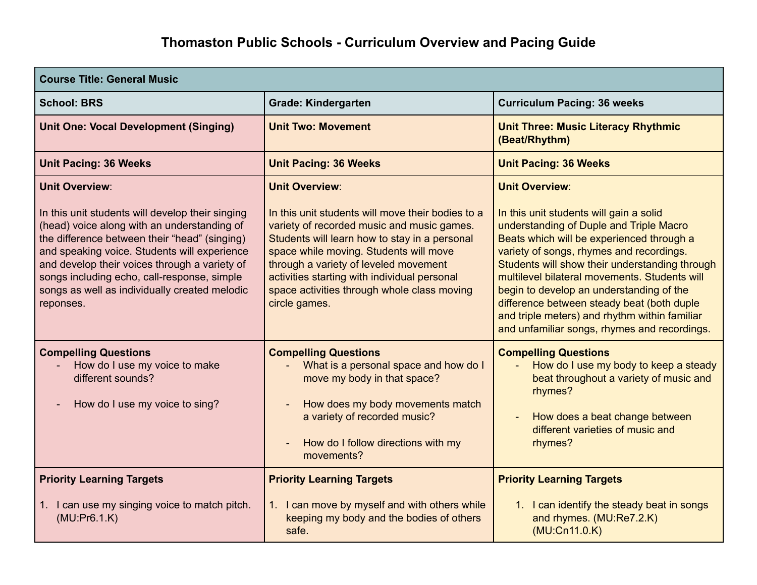# Thomaston Public Schools - Curriculum Overview and Pacing Guide

| **Course Title: General Music** | | |
|---|---|---|
| **School: BRS** | **Grade: Kindergarten** | **Curriculum Pacing: 36 weeks** |
| **Unit One: Vocal Development (Singing)** | **Unit Two: Movement** | **Unit Three: Music Literacy Rhythmic (Beat/Rhythm)** |
| **Unit Pacing: 36 Weeks** | **Unit Pacing: 36 Weeks** | **Unit Pacing: 36 Weeks** |
| **Unit Overview**:<br><br>In this unit students will develop their singing (head) voice along with an understanding of the difference between their "head" (singing) and speaking voice. Students will experience and develop their voices through a variety of songs including echo, call-response, simple songs as well as individually created melodic reponses. | **Unit Overview**:<br><br>In this unit students will move their bodies to a variety of recorded music and music games. Students will learn how to stay in a personal space while moving. Students will move through a variety of leveled movement activities starting with individual personal space activities through whole class moving circle games. | **Unit Overview**:<br><br>In this unit students will gain a solid understanding of Duple and Triple Macro Beats which will be experienced through a variety of songs, rhymes and recordings. Students will show their understanding through multilevel bilateral movements. Students will begin to develop an understanding of the difference between steady beat (both duple and triple meters) and rhythm within familiar and unfamiliar songs, rhymes and recordings. |
| **Compelling Questions**<br>- How do I use my voice to make different sounds?<br>- How do I use my voice to sing? | **Compelling Questions**<br>- What is a personal space and how do I move my body in that space?<br>- How does my body movements match a variety of recorded music?<br>- How do I follow directions with my movements? | **Compelling Questions**<br>- How do I use my body to keep a steady beat throughout a variety of music and rhymes?<br>- How does a beat change between different varieties of music and rhymes? |
| **Priority Learning Targets**<br><br>1. I can use my singing voice to match pitch. (MU:Pr6.1.K) | **Priority Learning Targets**<br><br>1. I can move by myself and with others while keeping my body and the bodies of others safe. | **Priority Learning Targets**<br><br>1. I can identify the steady beat in songs and rhymes. (MU:Re7.2.K) (MU:Cn11.0.K) |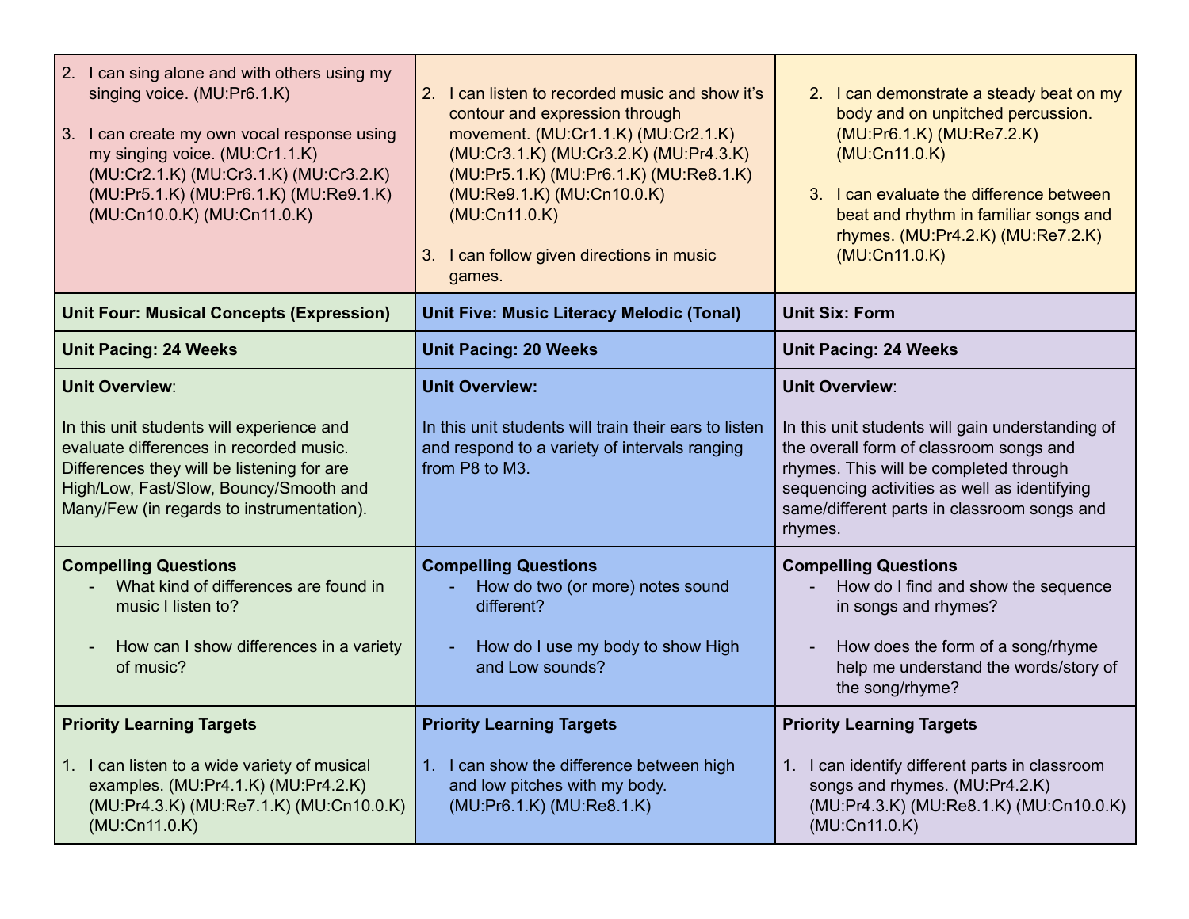| | | |
|---|---|---|
| 2. I can sing alone and with others using my singing voice. (MU:Pr6.1.K)<br><br>3. I can create my own vocal response using my singing voice. (MU:Cr1.1.K) (MU:Cr2.1.K) (MU:Cr3.1.K) (MU:Cr3.2.K) (MU:Pr5.1.K) (MU:Pr6.1.K) (MU:Re9.1.K) (MU:Cn10.0.K) (MU:Cn11.0.K) | 2. I can listen to recorded music and show it's contour and expression through movement. (MU:Cr1.1.K) (MU:Cr2.1.K) (MU:Cr3.1.K) (MU:Cr3.2.K) (MU:Pr4.3.K) (MU:Pr5.1.K) (MU:Pr6.1.K) (MU:Re8.1.K) (MU:Re9.1.K) (MU:Cn10.0.K) (MU:Cn11.0.K)<br><br>3. I can follow given directions in music games. | 2. I can demonstrate a steady beat on my body and on unpitched percussion. (MU:Pr6.1.K) (MU:Re7.2.K) (MU:Cn11.0.K)<br><br>3. I can evaluate the difference between beat and rhythm in familiar songs and rhymes. (MU:Pr4.2.K) (MU:Re7.2.K) (MU:Cn11.0.K) |
| **Unit Four: Musical Concepts (Expression)** | **Unit Five: Music Literacy Melodic (Tonal)** | **Unit Six: Form** |
| **Unit Pacing: 24 Weeks** | **Unit Pacing: 20 Weeks** | **Unit Pacing: 24 Weeks** |
| **Unit Overview**:<br><br>In this unit students will experience and evaluate differences in recorded music. Differences they will be listening for are High/Low, Fast/Slow, Bouncy/Smooth and Many/Few (in regards to instrumentation). | **Unit Overview:**<br><br>In this unit students will train their ears to listen and respond to a variety of intervals ranging from P8 to M3. | **Unit Overview**:<br><br>In this unit students will gain understanding of the overall form of classroom songs and rhymes. This will be completed through sequencing activities as well as identifying same/different parts in classroom songs and rhymes. |
| **Compelling Questions**<br>- What kind of differences are found in music I listen to?<br>- How can I show differences in a variety of music? | **Compelling Questions**<br>- How do two (or more) notes sound different?<br>- How do I use my body to show High and Low sounds? | **Compelling Questions**<br>- How do I find and show the sequence in songs and rhymes?<br>- How does the form of a song/rhyme help me understand the words/story of the song/rhyme? |
| **Priority Learning Targets**<br><br>1. I can listen to a wide variety of musical examples. (MU:Pr4.1.K) (MU:Pr4.2.K) (MU:Pr4.3.K) (MU:Re7.1.K) (MU:Cn10.0.K) (MU:Cn11.0.K) | **Priority Learning Targets**<br><br>1. I can show the difference between high and low pitches with my body. (MU:Pr6.1.K) (MU:Re8.1.K) | **Priority Learning Targets**<br><br>1. I can identify different parts in classroom songs and rhymes. (MU:Pr4.2.K) (MU:Pr4.3.K) (MU:Re8.1.K) (MU:Cn10.0.K) (MU:Cn11.0.K) |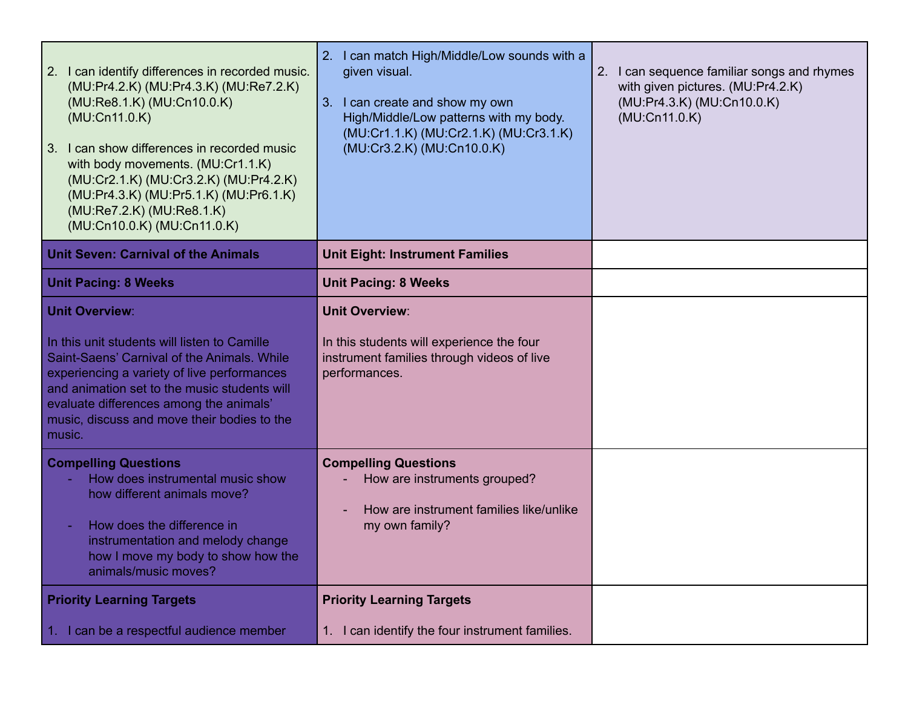| | | |
|---|---|---|
| 2. I can identify differences in recorded music. (MU:Pr4.2.K) (MU:Pr4.3.K) (MU:Re7.2.K) (MU:Re8.1.K) (MU:Cn10.0.K) (MU:Cn11.0.K)<br><br>3. I can show differences in recorded music with body movements. (MU:Cr1.1.K) (MU:Cr2.1.K) (MU:Cr3.2.K) (MU:Pr4.2.K) (MU:Pr4.3.K) (MU:Pr5.1.K) (MU:Pr6.1.K) (MU:Re7.2.K) (MU:Re8.1.K) (MU:Cn10.0.K) (MU:Cn11.0.K) | 2. I can match High/Middle/Low sounds with a given visual.<br><br>3. I can create and show my own High/Middle/Low patterns with my body. (MU:Cr1.1.K) (MU:Cr2.1.K) (MU:Cr3.1.K) (MU:Cr3.2.K) (MU:Cn10.0.K) | 2. I can sequence familiar songs and rhymes with given pictures. (MU:Pr4.2.K) (MU:Pr4.3.K) (MU:Cn10.0.K) (MU:Cn11.0.K) |
| **Unit Seven: Carnival of the Animals** | **Unit Eight: Instrument Families** | |
| **Unit Pacing: 8 Weeks** | **Unit Pacing: 8 Weeks** | |
| **Unit Overview**:<br><br>In this unit students will listen to Camille Saint-Saens' Carnival of the Animals. While experiencing a variety of live performances and animation set to the music students will evaluate differences among the animals' music, discuss and move their bodies to the music. | **Unit Overview**:<br><br>In this students will experience the four instrument families through videos of live performances. | |
| **Compelling Questions**<br>- How does instrumental music show how different animals move?<br>- How does the difference in instrumentation and melody change how I move my body to show how the animals/music moves? | **Compelling Questions**<br>- How are instruments grouped?<br>- How are instrument families like/unlike my own family? | |
| **Priority Learning Targets**<br><br>1. I can be a respectful audience member | **Priority Learning Targets**<br><br>1. I can identify the four instrument families. | |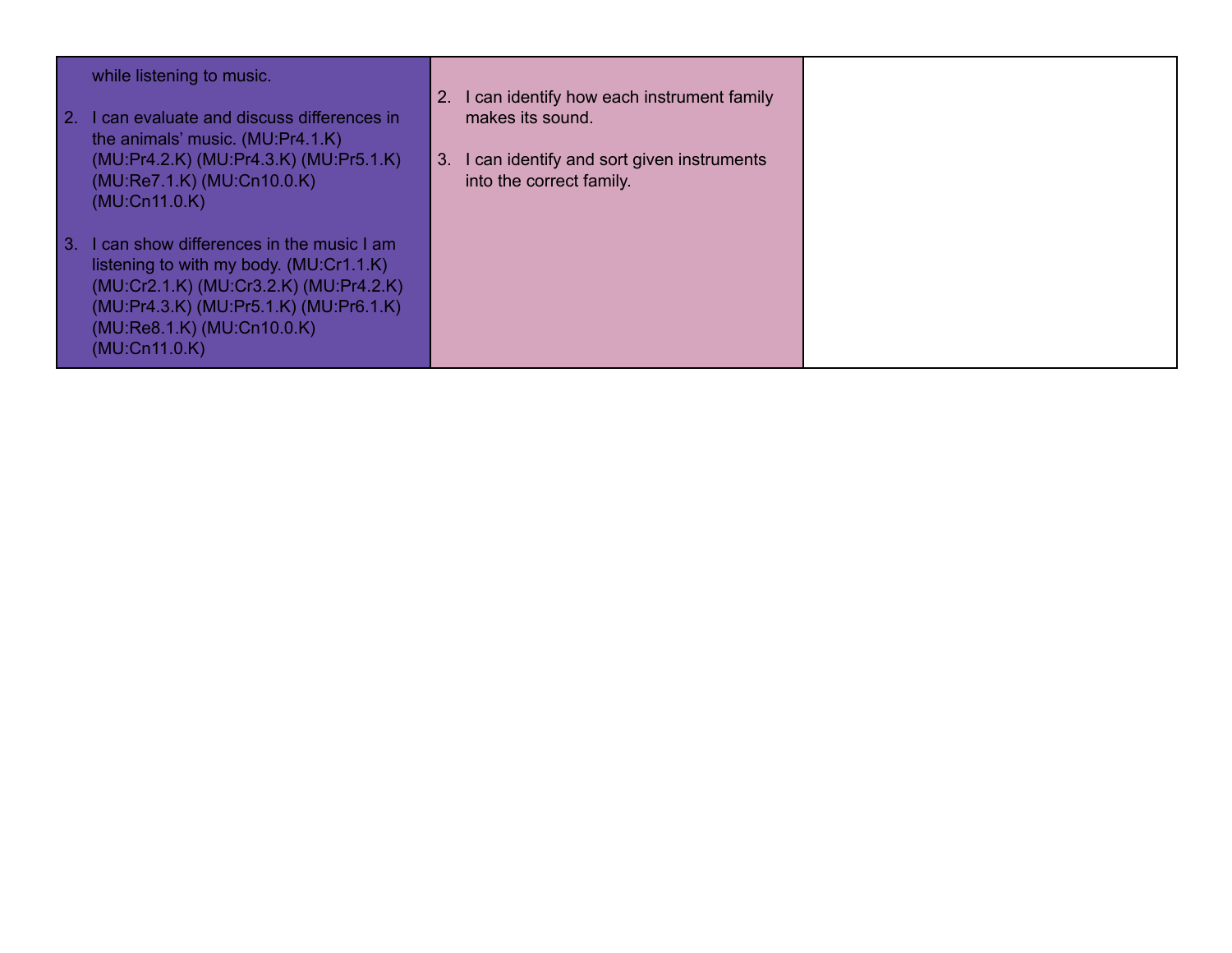| | | |
|---|---|---|
| while listening to music.<br><br>2. I can evaluate and discuss differences in the animals' music. (MU:Pr4.1.K) (MU:Pr4.2.K) (MU:Pr4.3.K) (MU:Pr5.1.K) (MU:Re7.1.K) (MU:Cn10.0.K) (MU:Cn11.0.K)<br><br>3. I can show differences in the music I am listening to with my body. (MU:Cr1.1.K) (MU:Cr2.1.K) (MU:Cr3.2.K) (MU:Pr4.2.K) (MU:Pr4.3.K) (MU:Pr5.1.K) (MU:Pr6.1.K) (MU:Re8.1.K) (MU:Cn10.0.K) (MU:Cn11.0.K) | 2. I can identify how each instrument family makes its sound.<br><br>3. I can identify and sort given instruments into the correct family. | |